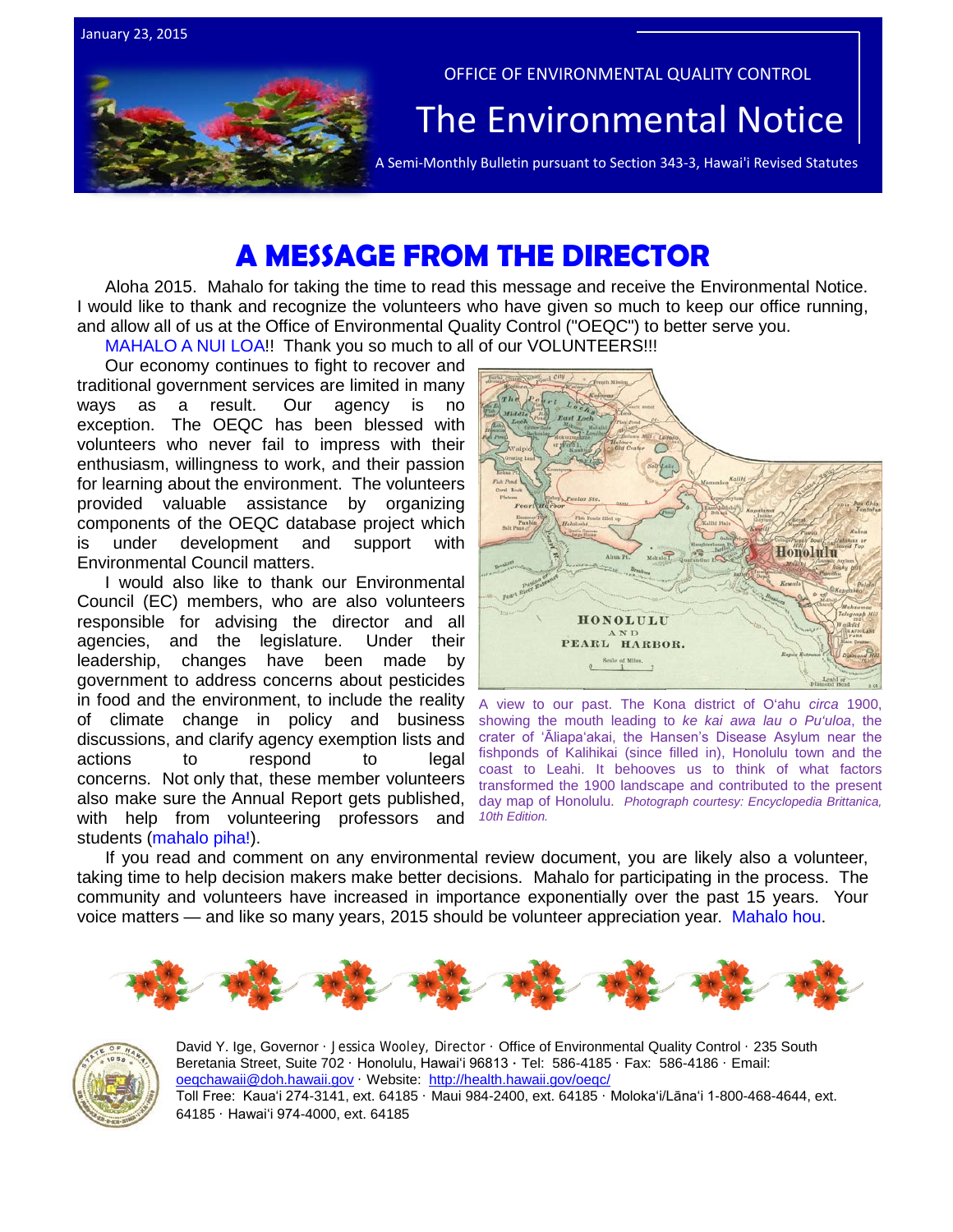January 23, 2015

OFFICE OF ENVIRONMENTAL QUALITY CONTROL

# The Environmental Notice

A Semi-Monthly Bulletin pursuant to Section 343-3, Hawaiʻi Revised Statutes

## A MESSAGE FROM THE DIRECTOR

Aloha 2015. Mahalo for taking the time to read this message and receive the Environmental Notice. I would like to thank and recognize the volunteers who have given so much to keep our office running, and allow all of us at the Office of Environmental Quality Control ("OEQC") to better serve you.

MAHALO A NUI LOA!! Thank you so much to all of our VOLUNTEERS!!!

Our economy continues to fight to recover and traditional government services are limited in many ways as a result. Our agency is no exception. The OEQC has been blessed with volunteers who never fail to impress with their enthusiasm, willingness to work, and their passion for learning about the environment. The volunteers provided valuable assistance by organizing components of the OEQC database project which is under development and support with Environmental Council matters.

I would also like to thank our Environmental Council (EC) members, who are also volunteers responsible for advising the director and all agencies, and the legislature. Under their leadership, changes have been made by government to address concerns about pesticides in food and the environment, to include the reality of climate change in policy and business discussions, and clarify agency exemption lists and actions to respond to legal concerns. Not only that, these member volunteers also make sure the Annual Report gets published, with help from volunteering professors and students (mahalo piha!).

A view to our past. The Kona district of Oʻahu *circa* 1900, showing the mouth leading to *ke kai awa lau o Puʻuloa*, the crater of ʻĀliapaʻakai, the Hansen's Disease Asylum near the fishponds of Kalihikai (since filled in), Honolulu town and the coast to Leahi. It behooves us to think of what factors transformed the 1900 landscape and contributed to the present day map of Honolulu. *Photograph courtesy: Encyclopedia Brittanica, 10th Edition.*

If you read and comment on any environmental review document, you are likely also a volunteer, taking time to help decision makers make better decisions. Mahalo for participating in the process. The community and volunteers have increased in importance exponentially over the past 15 years. Your voice matters — and like so many years, 2015 should be volunteer appreciation year. Mahalo hou.

David Y. Ige, Governor · Jessica Wooley, Director · Office of Environmental Quality Control · 235 South Beretania Street, Suite 702 · Honolulu, Hawaiʻi 96813 · Tel: 586-4185 · Fax: 586-4186 · Email: oeqchawaii@doh.hawaii.gov · Website: http://health.hawaii.gov/oeqc/
Toll Free: Kauaʻi 274-3141, ext. 64185 · Maui 984-2400, ext. 64185 · Molokaʻi/Lānaʻi 1-800-468-4644, ext. 64185 · Hawaiʻi 974-4000, ext. 64185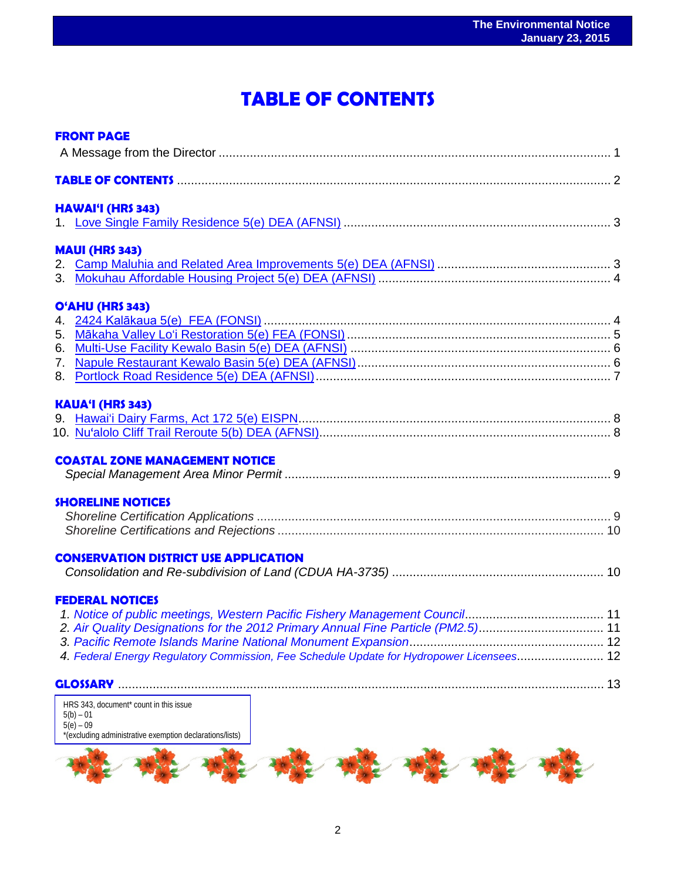# TABLE OF CONTENTS

## FRONT PAGE

A Message from the Director ........................................ 1

## TABLE OF CONTENTS ........................................ 2

## HAWAIʻI (HRS 343)

1. Love Single Family Residence 5(e) DEA (AFNSI) ........................................ 3

## MAUI (HRS 343)

2. Camp Maluhia and Related Area Improvements 5(e) DEA (AFNSI) ........................................ 3
3. Mokuhau Affordable Housing Project 5(e) DEA (AFNSI) ........................................ 4

## OʻAHU (HRS 343)

4. 2424 Kalākaua 5(e) FEA (FONSI) ........................................ 4
5. Mākaha Valley Lo'i Restoration 5(e) FEA (FONSI) ........................................ 5
6. Multi-Use Facility Kewalo Basin 5(e) DEA (AFNSI) ........................................ 6
7. Napule Restaurant Kewalo Basin 5(e) DEA (AFNSI) ........................................ 6
8. Portlock Road Residence 5(e) DEA (AFNSI) ........................................ 7

## KAUAʻI (HRS 343)

9. Hawaiʻi Dairy Farms, Act 172 5(e) EISPN ........................................ 8
10. Nuʻalolo Cliff Trail Reroute 5(b) DEA (AFNSI) ........................................ 8

## COASTAL ZONE MANAGEMENT NOTICE

*Special Management Area Minor Permit* ........................................ 9

## SHORELINE NOTICES

*Shoreline Certification Applications* ........................................ 9
*Shoreline Certifications and Rejections* ........................................ 10

## CONSERVATION DISTRICT USE APPLICATION

*Consolidation and Re-subdivision of Land (CDUA HA-3735)* ........................................ 10

## FEDERAL NOTICES

1. *Notice of public meetings, Western Pacific Fishery Management Council* ........................................ 11
2. *Air Quality Designations for the 2012 Primary Annual Fine Particle (PM2.5)* ........................................ 11
3. *Pacific Remote Islands Marine National Monument Expansion* ........................................ 12
4. *Federal Energy Regulatory Commission, Fee Schedule Update for Hydropower Licensees* ........................................ 12

## GLOSSARY ........................................ 13

HRS 343, document* count in this issue
5(b) – 01
5(e) – 09
*(excluding administrative exemption declarations/lists)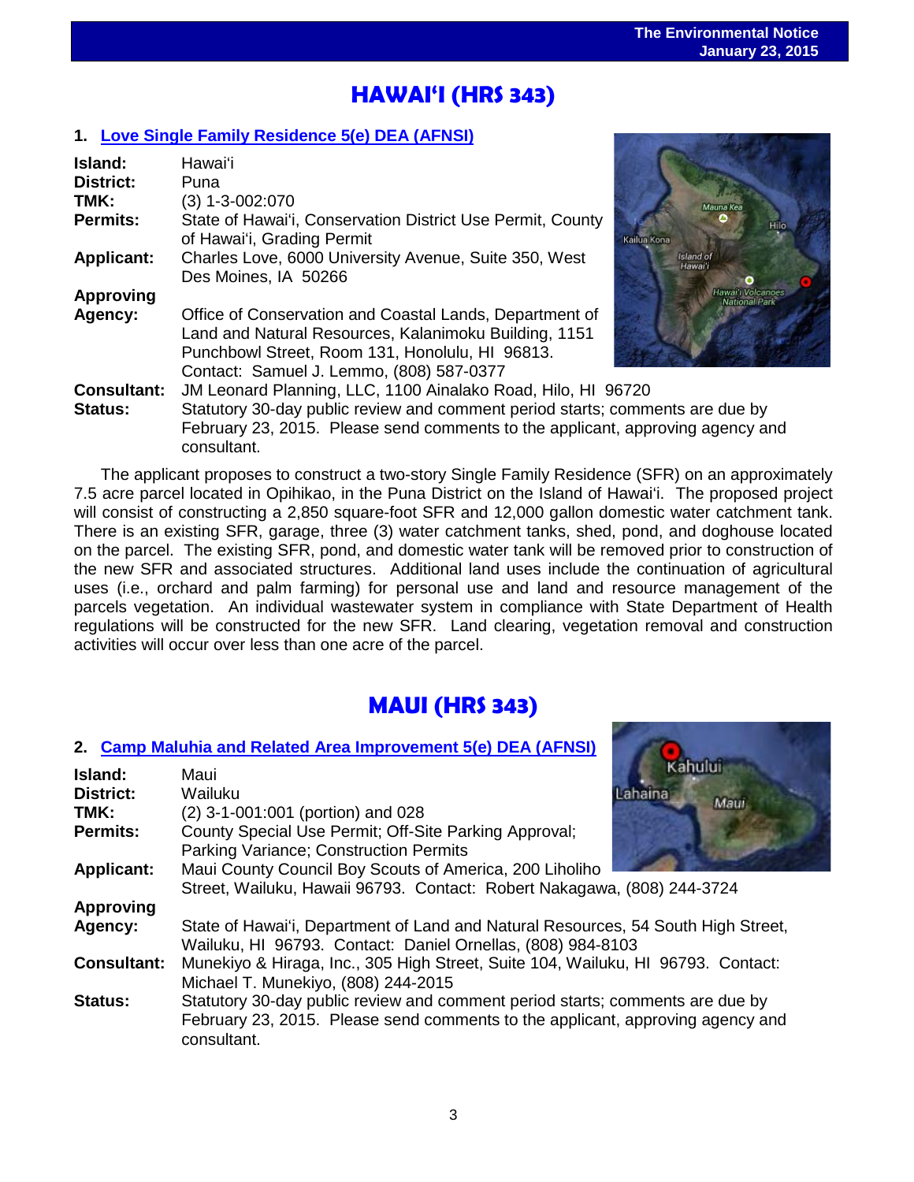# HAWAIʻI (HRS 343)

## 1. Love Single Family Residence 5(e) DEA (AFNSI)

**Island:** Hawaiʻi
**District:** Puna
**TMK:** (3) 1-3-002:070
**Permits:** State of Hawaiʻi, Conservation District Use Permit, County of Hawaiʻi, Grading Permit
**Applicant:** Charles Love, 6000 University Avenue, Suite 350, West Des Moines, IA 50266
**Approving Agency:** Office of Conservation and Coastal Lands, Department of Land and Natural Resources, Kalanimoku Building, 1151 Punchbowl Street, Room 131, Honolulu, HI 96813. Contact: Samuel J. Lemmo, (808) 587-0377
**Consultant:** JM Leonard Planning, LLC, 1100 Ainalako Road, Hilo, HI 96720
**Status:** Statutory 30-day public review and comment period starts; comments are due by February 23, 2015. Please send comments to the applicant, approving agency and consultant.

The applicant proposes to construct a two-story Single Family Residence (SFR) on an approximately 7.5 acre parcel located in Opihikao, in the Puna District on the Island of Hawaiʻi. The proposed project will consist of constructing a 2,850 square-foot SFR and 12,000 gallon domestic water catchment tank. There is an existing SFR, garage, three (3) water catchment tanks, shed, pond, and doghouse located on the parcel. The existing SFR, pond, and domestic water tank will be removed prior to construction of the new SFR and associated structures. Additional land uses include the continuation of agricultural uses (i.e., orchard and palm farming) for personal use and land and resource management of the parcels vegetation. An individual wastewater system in compliance with State Department of Health regulations will be constructed for the new SFR. Land clearing, vegetation removal and construction activities will occur over less than one acre of the parcel.

# MAUI (HRS 343)

## 2. Camp Maluhia and Related Area Improvement 5(e) DEA (AFNSI)

**Island:** Maui
**District:** Wailuku
**TMK:** (2) 3-1-001:001 (portion) and 028
**Permits:** County Special Use Permit; Off-Site Parking Approval; Parking Variance; Construction Permits
**Applicant:** Maui County Council Boy Scouts of America, 200 Liholiho Street, Wailuku, Hawaii 96793. Contact: Robert Nakagawa, (808) 244-3724
**Approving Agency:** State of Hawaiʻi, Department of Land and Natural Resources, 54 South High Street, Wailuku, HI 96793. Contact: Daniel Ornellas, (808) 984-8103
**Consultant:** Munekiyo & Hiraga, Inc., 305 High Street, Suite 104, Wailuku, HI 96793. Contact: Michael T. Munekiyo, (808) 244-2015
**Status:** Statutory 30-day public review and comment period starts; comments are due by February 23, 2015. Please send comments to the applicant, approving agency and consultant.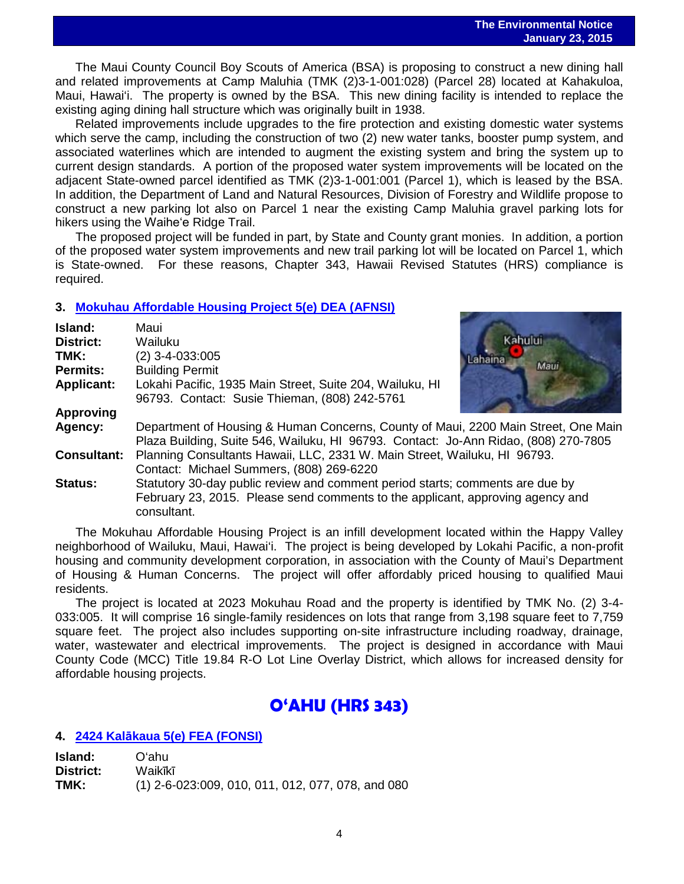The Maui County Council Boy Scouts of America (BSA) is proposing to construct a new dining hall and related improvements at Camp Maluhia (TMK (2)3-1-001:028) (Parcel 28) located at Kahakuloa, Maui, Hawai'i. The property is owned by the BSA. This new dining facility is intended to replace the existing aging dining hall structure which was originally built in 1938.

Related improvements include upgrades to the fire protection and existing domestic water systems which serve the camp, including the construction of two (2) new water tanks, booster pump system, and associated waterlines which are intended to augment the existing system and bring the system up to current design standards. A portion of the proposed water system improvements will be located on the adjacent State-owned parcel identified as TMK (2)3-1-001:001 (Parcel 1), which is leased by the BSA. In addition, the Department of Land and Natural Resources, Division of Forestry and Wildlife propose to construct a new parking lot also on Parcel 1 near the existing Camp Maluhia gravel parking lots for hikers using the Waihe'e Ridge Trail.

The proposed project will be funded in part, by State and County grant monies. In addition, a portion of the proposed water system improvements and new trail parking lot will be located on Parcel 1, which is State-owned. For these reasons, Chapter 343, Hawaii Revised Statutes (HRS) compliance is required.

### 3. Mokuhau Affordable Housing Project 5(e) DEA (AFNSI)

**Island:** Maui
**District:** Wailuku
**TMK:** (2) 3-4-033:005
**Permits:** Building Permit
**Applicant:** Lokahi Pacific, 1935 Main Street, Suite 204, Wailuku, HI 96793. Contact: Susie Thieman, (808) 242-5761
**Approving Agency:** Department of Housing & Human Concerns, County of Maui, 2200 Main Street, One Main Plaza Building, Suite 546, Wailuku, HI 96793. Contact: Jo-Ann Ridao, (808) 270-7805
**Consultant:** Planning Consultants Hawaii, LLC, 2331 W. Main Street, Wailuku, HI 96793. Contact: Michael Summers, (808) 269-6220
**Status:** Statutory 30-day public review and comment period starts; comments are due by February 23, 2015. Please send comments to the applicant, approving agency and consultant.

The Mokuhau Affordable Housing Project is an infill development located within the Happy Valley neighborhood of Wailuku, Maui, Hawai'i. The project is being developed by Lokahi Pacific, a non-profit housing and community development corporation, in association with the County of Maui's Department of Housing & Human Concerns. The project will offer affordably priced housing to qualified Maui residents.

The project is located at 2023 Mokuhau Road and the property is identified by TMK No. (2) 3-4-033:005. It will comprise 16 single-family residences on lots that range from 3,198 square feet to 7,759 square feet. The project also includes supporting on-site infrastructure including roadway, drainage, water, wastewater and electrical improvements. The project is designed in accordance with Maui County Code (MCC) Title 19.84 R-O Lot Line Overlay District, which allows for increased density for affordable housing projects.

## O'AHU (HRS 343)

### 4. 2424 Kalākaua 5(e) FEA (FONSI)

**Island:** O'ahu
**District:** Waikīkī
**TMK:** (1) 2-6-023:009, 010, 011, 012, 077, 078, and 080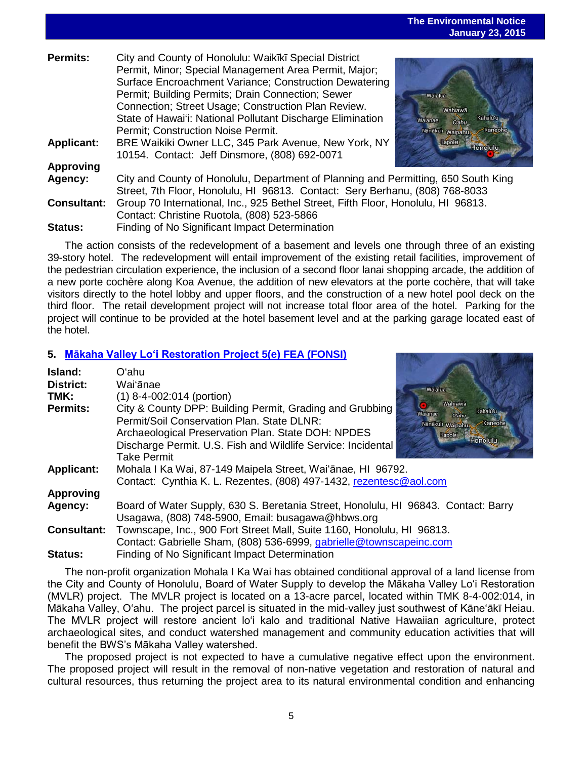**Permits:** City and County of Honolulu: Waikīkī Special District Permit, Minor; Special Management Area Permit, Major; Surface Encroachment Variance; Construction Dewatering Permit; Building Permits; Drain Connection; Sewer Connection; Street Usage; Construction Plan Review. State of Hawaiʻi: National Pollutant Discharge Elimination Permit; Construction Noise Permit.

**Applicant:** BRE Waikiki Owner LLC, 345 Park Avenue, New York, NY 10154. Contact: Jeff Dinsmore, (808) 692-0071

**Approving Agency:** City and County of Honolulu, Department of Planning and Permitting, 650 South King Street, 7th Floor, Honolulu, HI 96813. Contact: Sery Berhanu, (808) 768-8033

**Consultant:** Group 70 International, Inc., 925 Bethel Street, Fifth Floor, Honolulu, HI 96813. Contact: Christine Ruotola, (808) 523-5866

**Status:** Finding of No Significant Impact Determination

The action consists of the redevelopment of a basement and levels one through three of an existing 39-story hotel. The redevelopment will entail improvement of the existing retail facilities, improvement of the pedestrian circulation experience, the inclusion of a second floor lanai shopping arcade, the addition of a new porte cochère along Koa Avenue, the addition of new elevators at the porte cochère, that will take visitors directly to the hotel lobby and upper floors, and the construction of a new hotel pool deck on the third floor. The retail development project will not increase total floor area of the hotel. Parking for the project will continue to be provided at the hotel basement level and at the parking garage located east of the hotel.

## 5. Mākaha Valley Loʻi Restoration Project 5(e) FEA (FONSI)

**Island:** Oʻahu

**District:** Waiʻānae

**TMK:** (1) 8-4-002:014 (portion)

**Permits:** City & County DPP: Building Permit, Grading and Grubbing Permit/Soil Conservation Plan. State DLNR: Archaeological Preservation Plan. State DOH: NPDES Discharge Permit. U.S. Fish and Wildlife Service: Incidental Take Permit

**Applicant:** Mohala I Ka Wai, 87-149 Maipela Street, Waiʻānae, HI 96792. Contact: Cynthia K. L. Rezentes, (808) 497-1432, rezentesc@aol.com

**Approving Agency:** Board of Water Supply, 630 S. Beretania Street, Honolulu, HI 96843. Contact: Barry Usagawa, (808) 748-5900, Email: busagawa@hbws.org

**Consultant:** Townscape, Inc., 900 Fort Street Mall, Suite 1160, Honolulu, HI 96813. Contact: Gabrielle Sham, (808) 536-6999, gabrielle@townscapeinc.com

**Status:** Finding of No Significant Impact Determination

The non-profit organization Mohala I Ka Wai has obtained conditional approval of a land license from the City and County of Honolulu, Board of Water Supply to develop the Mākaha Valley Loʻi Restoration (MVLR) project. The MVLR project is located on a 13-acre parcel, located within TMK 8-4-002:014, in Mākaha Valley, Oʻahu. The project parcel is situated in the mid-valley just southwest of Kāneʻākī Heiau. The MVLR project will restore ancient loʻi kalo and traditional Native Hawaiian agriculture, protect archaeological sites, and conduct watershed management and community education activities that will benefit the BWS's Mākaha Valley watershed.

The proposed project is not expected to have a cumulative negative effect upon the environment. The proposed project will result in the removal of non-native vegetation and restoration of natural and cultural resources, thus returning the project area to its natural environmental condition and enhancing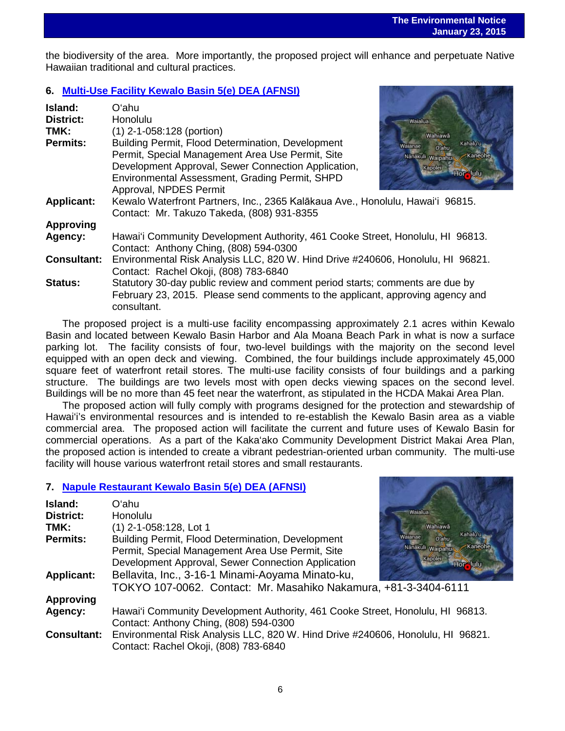the biodiversity of the area. More importantly, the proposed project will enhance and perpetuate Native Hawaiian traditional and cultural practices.

## 6. Multi-Use Facility Kewalo Basin 5(e) DEA (AFNSI)

**Island:** O'ahu
**District:** Honolulu
**TMK:** (1) 2-1-058:128 (portion)
**Permits:** Building Permit, Flood Determination, Development Permit, Special Management Area Use Permit, Site Development Approval, Sewer Connection Application, Environmental Assessment, Grading Permit, SHPD Approval, NPDES Permit
**Applicant:** Kewalo Waterfront Partners, Inc., 2365 Kalākaua Ave., Honolulu, Hawai'i 96815. Contact: Mr. Takuzo Takeda, (808) 931-8355
**Approving Agency:** Hawai'i Community Development Authority, 461 Cooke Street, Honolulu, HI 96813. Contact: Anthony Ching, (808) 594-0300
**Consultant:** Environmental Risk Analysis LLC, 820 W. Hind Drive #240606, Honolulu, HI 96821. Contact: Rachel Okoji, (808) 783-6840
**Status:** Statutory 30-day public review and comment period starts; comments are due by February 23, 2015. Please send comments to the applicant, approving agency and consultant.

The proposed project is a multi-use facility encompassing approximately 2.1 acres within Kewalo Basin and located between Kewalo Basin Harbor and Ala Moana Beach Park in what is now a surface parking lot. The facility consists of four, two-level buildings with the majority on the second level equipped with an open deck and viewing. Combined, the four buildings include approximately 45,000 square feet of waterfront retail stores. The multi-use facility consists of four buildings and a parking structure. The buildings are two levels most with open decks viewing spaces on the second level. Buildings will be no more than 45 feet near the waterfront, as stipulated in the HCDA Makai Area Plan.

The proposed action will fully comply with programs designed for the protection and stewardship of Hawai'i's environmental resources and is intended to re-establish the Kewalo Basin area as a viable commercial area. The proposed action will facilitate the current and future uses of Kewalo Basin for commercial operations. As a part of the Kaka'ako Community Development District Makai Area Plan, the proposed action is intended to create a vibrant pedestrian-oriented urban community. The multi-use facility will house various waterfront retail stores and small restaurants.

## 7. Napule Restaurant Kewalo Basin 5(e) DEA (AFNSI)

**Island:** O'ahu
**District:** Honolulu
**TMK:** (1) 2-1-058:128, Lot 1
**Permits:** Building Permit, Flood Determination, Development Permit, Special Management Area Use Permit, Site Development Approval, Sewer Connection Application
**Applicant:** Bellavita, Inc., 3-16-1 Minami-Aoyama Minato-ku, TOKYO 107-0062. Contact: Mr. Masahiko Nakamura, +81-3-3404-6111
**Approving Agency:** Hawai'i Community Development Authority, 461 Cooke Street, Honolulu, HI 96813. Contact: Anthony Ching, (808) 594-0300
**Consultant:** Environmental Risk Analysis LLC, 820 W. Hind Drive #240606, Honolulu, HI 96821. Contact: Rachel Okoji, (808) 783-6840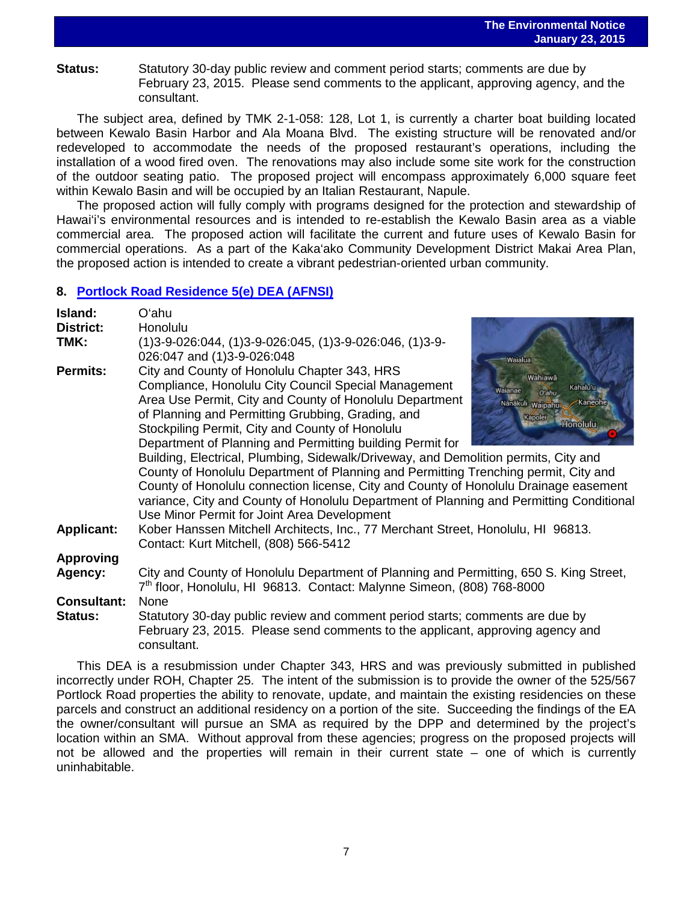**Status:** Statutory 30-day public review and comment period starts; comments are due by February 23, 2015. Please send comments to the applicant, approving agency, and the consultant.

The subject area, defined by TMK 2-1-058: 128, Lot 1, is currently a charter boat building located between Kewalo Basin Harbor and Ala Moana Blvd. The existing structure will be renovated and/or redeveloped to accommodate the needs of the proposed restaurant's operations, including the installation of a wood fired oven. The renovations may also include some site work for the construction of the outdoor seating patio. The proposed project will encompass approximately 6,000 square feet within Kewalo Basin and will be occupied by an Italian Restaurant, Napule.

The proposed action will fully comply with programs designed for the protection and stewardship of Hawai'i's environmental resources and is intended to re-establish the Kewalo Basin area as a viable commercial area. The proposed action will facilitate the current and future uses of Kewalo Basin for commercial operations. As a part of the Kaka'ako Community Development District Makai Area Plan, the proposed action is intended to create a vibrant pedestrian-oriented urban community.

## 8. Portlock Road Residence 5(e) DEA (AFNSI)

**Island:** O'ahu

**District:** Honolulu

**TMK:** (1)3-9-026:044, (1)3-9-026:045, (1)3-9-026:046, (1)3-9-026:047 and (1)3-9-026:048

**Permits:** City and County of Honolulu Chapter 343, HRS Compliance, Honolulu City Council Special Management Area Use Permit, City and County of Honolulu Department of Planning and Permitting Grubbing, Grading, and Stockpiling Permit, City and County of Honolulu Department of Planning and Permitting building Permit for Building, Electrical, Plumbing, Sidewalk/Driveway, and Demolition permits, City and County of Honolulu Department of Planning and Permitting Trenching permit, City and County of Honolulu connection license, City and County of Honolulu Drainage easement variance, City and County of Honolulu Department of Planning and Permitting Conditional Use Minor Permit for Joint Area Development

**Applicant:** Kober Hanssen Mitchell Architects, Inc., 77 Merchant Street, Honolulu, HI 96813. Contact: Kurt Mitchell, (808) 566-5412

**Approving Agency:** City and County of Honolulu Department of Planning and Permitting, 650 S. King Street, 7th floor, Honolulu, HI 96813. Contact: Malynne Simeon, (808) 768-8000

**Consultant:** None

**Status:** Statutory 30-day public review and comment period starts; comments are due by February 23, 2015. Please send comments to the applicant, approving agency and consultant.

This DEA is a resubmission under Chapter 343, HRS and was previously submitted in published incorrectly under ROH, Chapter 25. The intent of the submission is to provide the owner of the 525/567 Portlock Road properties the ability to renovate, update, and maintain the existing residencies on these parcels and construct an additional residency on a portion of the site. Succeeding the findings of the EA the owner/consultant will pursue an SMA as required by the DPP and determined by the project's location within an SMA. Without approval from these agencies; progress on the proposed projects will not be allowed and the properties will remain in their current state – one of which is currently uninhabitable.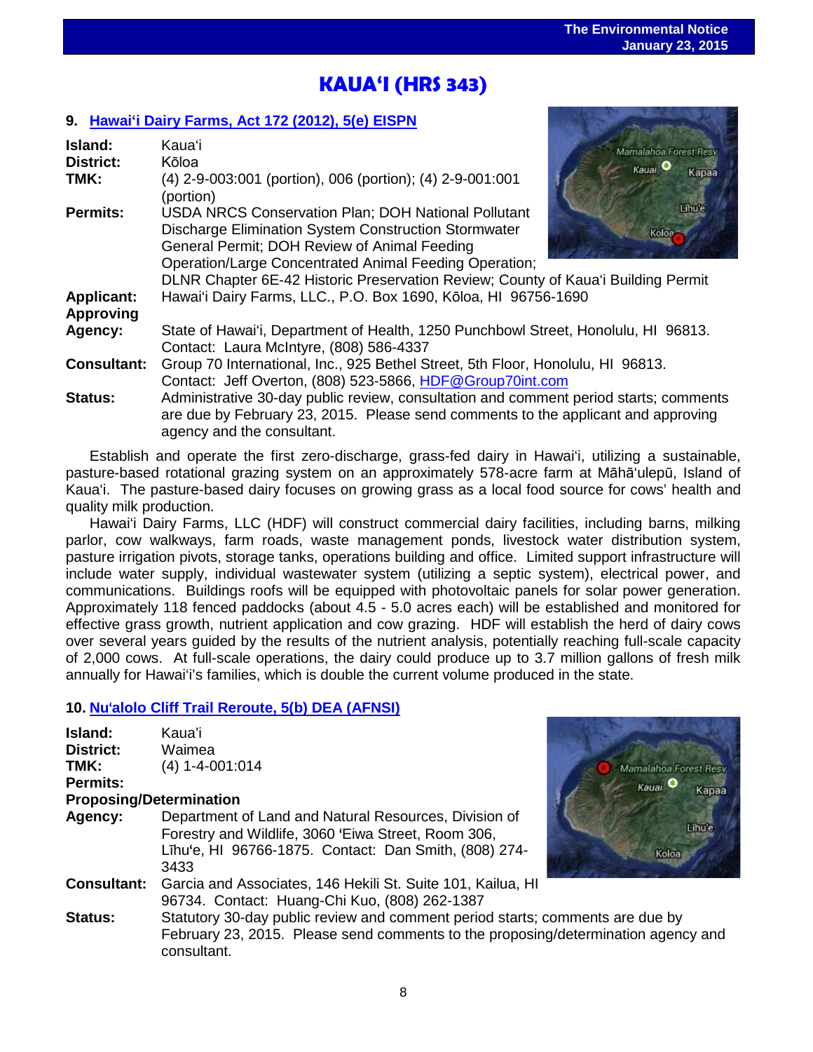# KAUAʻI (HRS 343)

## 9. Hawaiʻi Dairy Farms, Act 172 (2012), 5(e) EISPN

**Island:** Kauaʻi
**District:** Kōloa
**TMK:** (4) 2-9-003:001 (portion), 006 (portion); (4) 2-9-001:001 (portion)
**Permits:** USDA NRCS Conservation Plan; DOH National Pollutant Discharge Elimination System Construction Stormwater General Permit; DOH Review of Animal Feeding Operation/Large Concentrated Animal Feeding Operation; DLNR Chapter 6E-42 Historic Preservation Review; County of Kauaʻi Building Permit
**Applicant:** Hawaiʻi Dairy Farms, LLC., P.O. Box 1690, Kōloa, HI 96756-1690
**Approving Agency:** State of Hawaiʻi, Department of Health, 1250 Punchbowl Street, Honolulu, HI 96813. Contact: Laura McIntyre, (808) 586-4337
**Consultant:** Group 70 International, Inc., 925 Bethel Street, 5th Floor, Honolulu, HI 96813. Contact: Jeff Overton, (808) 523-5866, HDF@Group70int.com
**Status:** Administrative 30-day public review, consultation and comment period starts; comments are due by February 23, 2015. Please send comments to the applicant and approving agency and the consultant.

Establish and operate the first zero-discharge, grass-fed dairy in Hawaiʻi, utilizing a sustainable, pasture-based rotational grazing system on an approximately 578-acre farm at Māhāʻulepū, Island of Kauaʻi. The pasture-based dairy focuses on growing grass as a local food source for cows' health and quality milk production.

Hawaiʻi Dairy Farms, LLC (HDF) will construct commercial dairy facilities, including barns, milking parlor, cow walkways, farm roads, waste management ponds, livestock water distribution system, pasture irrigation pivots, storage tanks, operations building and office. Limited support infrastructure will include water supply, individual wastewater system (utilizing a septic system), electrical power, and communications. Buildings roofs will be equipped with photovoltaic panels for solar power generation. Approximately 118 fenced paddocks (about 4.5 - 5.0 acres each) will be established and monitored for effective grass growth, nutrient application and cow grazing. HDF will establish the herd of dairy cows over several years guided by the results of the nutrient analysis, potentially reaching full-scale capacity of 2,000 cows. At full-scale operations, the dairy could produce up to 3.7 million gallons of fresh milk annually for Hawaiʻi's families, which is double the current volume produced in the state.

## 10. Nuʻalolo Cliff Trail Reroute, 5(b) DEA (AFNSI)

**Island:** Kauaʻi
**District:** Waimea
**TMK:** (4) 1-4-001:014
**Permits:**
**Proposing/Determination Agency:** Department of Land and Natural Resources, Division of Forestry and Wildlife, 3060 ʻEiwa Street, Room 306, Līhuʻe, HI 96766-1875. Contact: Dan Smith, (808) 274-3433
**Consultant:** Garcia and Associates, 146 Hekili St. Suite 101, Kailua, HI 96734. Contact: Huang-Chi Kuo, (808) 262-1387
**Status:** Statutory 30-day public review and comment period starts; comments are due by February 23, 2015. Please send comments to the proposing/determination agency and consultant.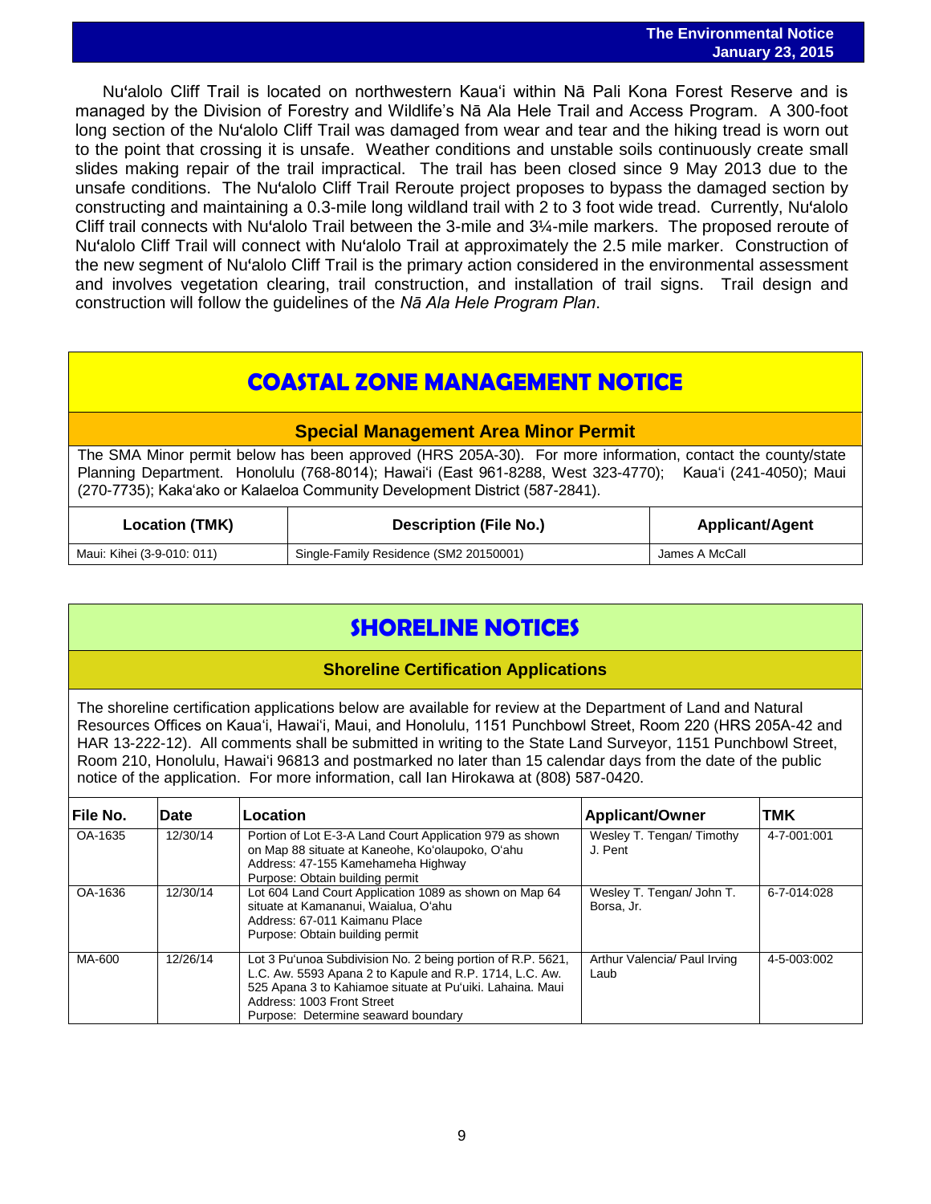Nuʻalolo Cliff Trail is located on northwestern Kauaʻi within Nā Pali Kona Forest Reserve and is managed by the Division of Forestry and Wildlife's Nā Ala Hele Trail and Access Program. A 300-foot long section of the Nuʻalolo Cliff Trail was damaged from wear and tear and the hiking tread is worn out to the point that crossing it is unsafe. Weather conditions and unstable soils continuously create small slides making repair of the trail impractical. The trail has been closed since 9 May 2013 due to the unsafe conditions. The Nuʻalolo Cliff Trail Reroute project proposes to bypass the damaged section by constructing and maintaining a 0.3-mile long wildland trail with 2 to 3 foot wide tread. Currently, Nuʻalolo Cliff trail connects with Nuʻalolo Trail between the 3-mile and 3¼-mile markers. The proposed reroute of Nuʻalolo Cliff Trail will connect with Nuʻalolo Trail at approximately the 2.5 mile marker. Construction of the new segment of Nuʻalolo Cliff Trail is the primary action considered in the environmental assessment and involves vegetation clearing, trail construction, and installation of trail signs. Trail design and construction will follow the guidelines of the *Nā Ala Hele Program Plan*.

# COASTAL ZONE MANAGEMENT NOTICE

## Special Management Area Minor Permit

The SMA Minor permit below has been approved (HRS 205A-30). For more information, contact the county/state Planning Department. Honolulu (768-8014); Hawaiʻi (East 961-8288, West 323-4770); Kauaʻi (241-4050); Maui (270-7735); Kakaʻako or Kalaeloa Community Development District (587-2841).

| Location (TMK) | Description (File No.) | Applicant/Agent |
|---|---|---|
| Maui: Kihei (3-9-010: 011) | Single-Family Residence (SM2 20150001) | James A McCall |

# SHORELINE NOTICES

## Shoreline Certification Applications

The shoreline certification applications below are available for review at the Department of Land and Natural Resources Offices on Kauaʻi, Hawaiʻi, Maui, and Honolulu, 1151 Punchbowl Street, Room 220 (HRS 205A-42 and HAR 13-222-12). All comments shall be submitted in writing to the State Land Surveyor, 1151 Punchbowl Street, Room 210, Honolulu, Hawaiʻi 96813 and postmarked no later than 15 calendar days from the date of the public notice of the application. For more information, call Ian Hirokawa at (808) 587-0420.

| File No. | Date | Location | Applicant/Owner | TMK |
|---|---|---|---|---|
| OA-1635 | 12/30/14 | Portion of Lot E-3-A Land Court Application 979 as shown on Map 88 situate at Kaneohe, Koʻolaupoko, Oʻahu<br>Address: 47-155 Kamehameha Highway<br>Purpose: Obtain building permit | Wesley T. Tengan/ Timothy J. Pent | 4-7-001:001 |
| OA-1636 | 12/30/14 | Lot 604 Land Court Application 1089 as shown on Map 64 situate at Kamananui, Waialua, Oʻahu<br>Address: 67-011 Kaimanu Place<br>Purpose: Obtain building permit | Wesley T. Tengan/ John T. Borsa, Jr. | 6-7-014:028 |
| MA-600 | 12/26/14 | Lot 3 Puʻunoa Subdivision No. 2 being portion of R.P. 5621, L.C. Aw. 5593 Apana 2 to Kapule and R.P. 1714, L.C. Aw. 525 Apana 3 to Kahiamoe situate at Puʻuiki. Lahaina. Maui<br>Address: 1003 Front Street<br>Purpose: Determine seaward boundary | Arthur Valencia/ Paul Irving Laub | 4-5-003:002 |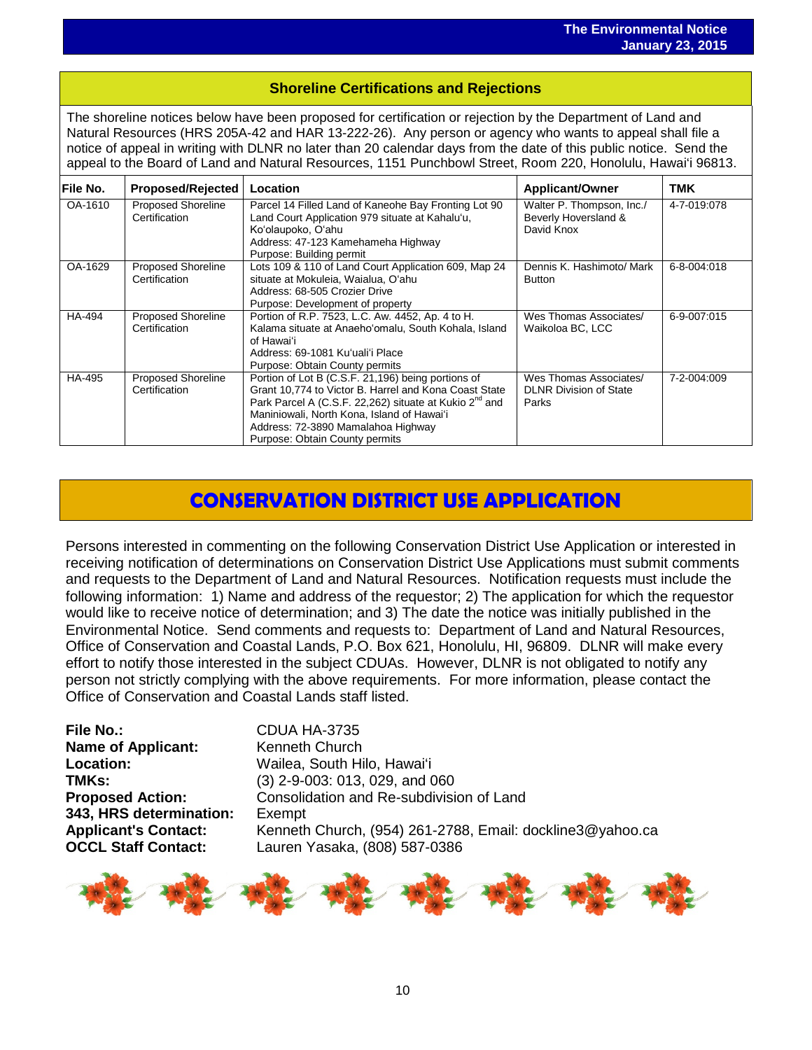## Shoreline Certifications and Rejections

The shoreline notices below have been proposed for certification or rejection by the Department of Land and Natural Resources (HRS 205A-42 and HAR 13-222-26). Any person or agency who wants to appeal shall file a notice of appeal in writing with DLNR no later than 20 calendar days from the date of this public notice. Send the appeal to the Board of Land and Natural Resources, 1151 Punchbowl Street, Room 220, Honolulu, Hawai'i 96813.

| File No. | Proposed/Rejected | Location | Applicant/Owner | TMK |
|---|---|---|---|---|
| OA-1610 | Proposed Shoreline Certification | Parcel 14 Filled Land of Kaneohe Bay Fronting Lot 90 Land Court Application 979 situate at Kahalu'u, Ko'olaupoko, O'ahu<br>Address: 47-123 Kamehameha Highway<br>Purpose: Building permit | Walter P. Thompson, Inc./ Beverly Hoversland & David Knox | 4-7-019:078 |
| OA-1629 | Proposed Shoreline Certification | Lots 109 & 110 of Land Court Application 609, Map 24 situate at Mokuleia, Waialua, O'ahu<br>Address: 68-505 Crozier Drive<br>Purpose: Development of property | Dennis K. Hashimoto/ Mark Button | 6-8-004:018 |
| HA-494 | Proposed Shoreline Certification | Portion of R.P. 7523, L.C. Aw. 4452, Ap. 4 to H. Kalama situate at Anaeho'omalu, South Kohala, Island of Hawai'i<br>Address: 69-1081 Ku'uali'i Place<br>Purpose: Obtain County permits | Wes Thomas Associates/ Waikoloa BC, LCC | 6-9-007:015 |
| HA-495 | Proposed Shoreline Certification | Portion of Lot B (C.S.F. 21,196) being portions of Grant 10,774 to Victor B. Harrel and Kona Coast State Park Parcel A (C.S.F. 22,262) situate at Kukio 2nd and Maniniowali, North Kona, Island of Hawai'i<br>Address: 72-3890 Mamalahoa Highway<br>Purpose: Obtain County permits | Wes Thomas Associates/ DLNR Division of State Parks | 7-2-004:009 |

## CONSERVATION DISTRICT USE APPLICATION

Persons interested in commenting on the following Conservation District Use Application or interested in receiving notification of determinations on Conservation District Use Applications must submit comments and requests to the Department of Land and Natural Resources. Notification requests must include the following information: 1) Name and address of the requestor; 2) The application for which the requestor would like to receive notice of determination; and 3) The date the notice was initially published in the Environmental Notice. Send comments and requests to: Department of Land and Natural Resources, Office of Conservation and Coastal Lands, P.O. Box 621, Honolulu, HI, 96809. DLNR will make every effort to notify those interested in the subject CDUAs. However, DLNR is not obligated to notify any person not strictly complying with the above requirements. For more information, please contact the Office of Conservation and Coastal Lands staff listed.

**File No.:** CDUA HA-3735
**Name of Applicant:** Kenneth Church
**Location:** Wailea, South Hilo, Hawai'i
**TMKs:** (3) 2-9-003: 013, 029, and 060
**Proposed Action:** Consolidation and Re-subdivision of Land
**343, HRS determination:** Exempt
**Applicant's Contact:** Kenneth Church, (954) 261-2788, Email: dockline3@yahoo.ca
**OCCL Staff Contact:** Lauren Yasaka, (808) 587-0386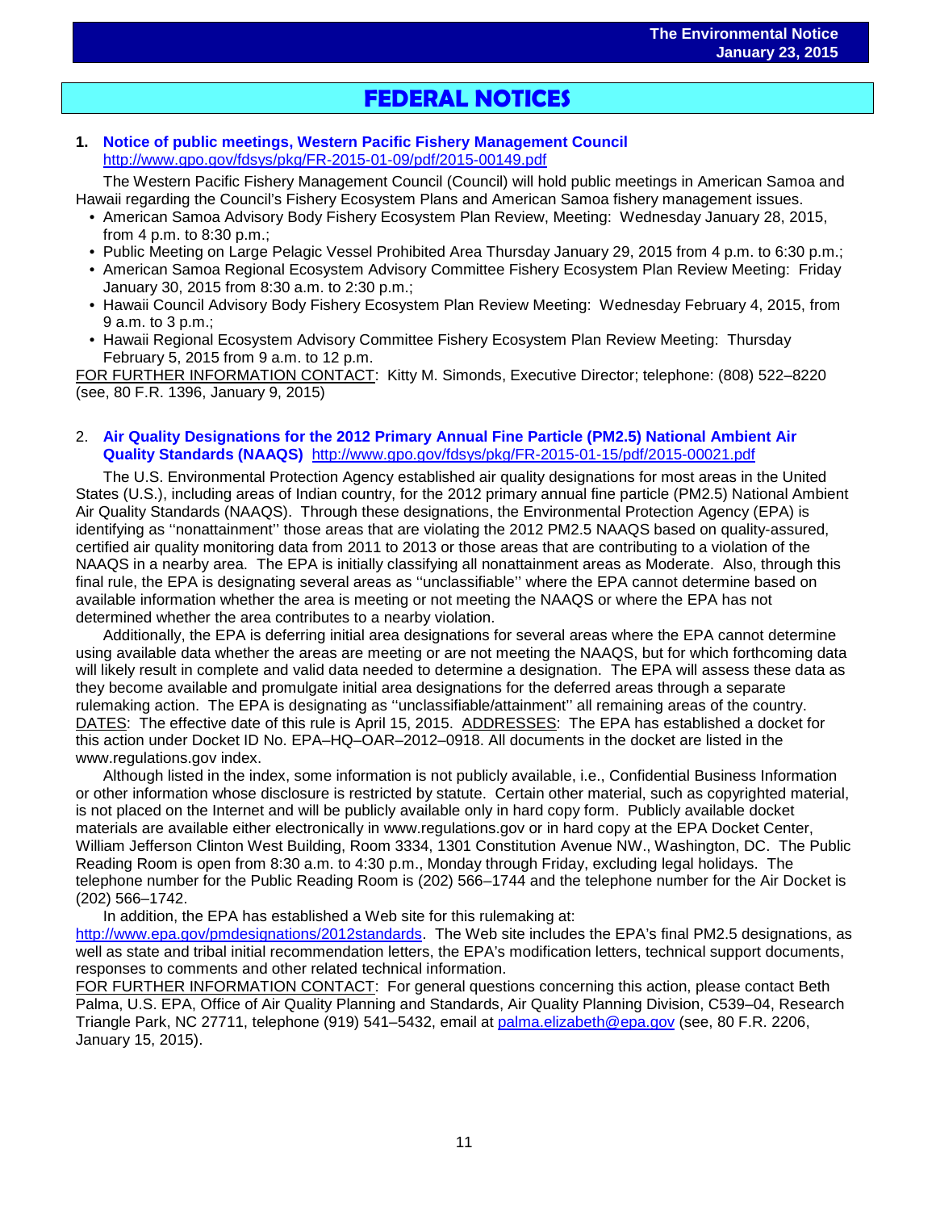# FEDERAL NOTICES

**1. Notice of public meetings, Western Pacific Fishery Management Council**
http://www.gpo.gov/fdsys/pkg/FR-2015-01-09/pdf/2015-00149.pdf

The Western Pacific Fishery Management Council (Council) will hold public meetings in American Samoa and Hawaii regarding the Council's Fishery Ecosystem Plans and American Samoa fishery management issues.

- American Samoa Advisory Body Fishery Ecosystem Plan Review, Meeting: Wednesday January 28, 2015, from 4 p.m. to 8:30 p.m.;
- Public Meeting on Large Pelagic Vessel Prohibited Area Thursday January 29, 2015 from 4 p.m. to 6:30 p.m.;
- American Samoa Regional Ecosystem Advisory Committee Fishery Ecosystem Plan Review Meeting: Friday January 30, 2015 from 8:30 a.m. to 2:30 p.m.;
- Hawaii Council Advisory Body Fishery Ecosystem Plan Review Meeting: Wednesday February 4, 2015, from 9 a.m. to 3 p.m.;
- Hawaii Regional Ecosystem Advisory Committee Fishery Ecosystem Plan Review Meeting: Thursday February 5, 2015 from 9 a.m. to 12 p.m.

FOR FURTHER INFORMATION CONTACT: Kitty M. Simonds, Executive Director; telephone: (808) 522–8220 (see, 80 F.R. 1396, January 9, 2015)

2. **Air Quality Designations for the 2012 Primary Annual Fine Particle (PM2.5) National Ambient Air Quality Standards (NAAQS)** http://www.gpo.gov/fdsys/pkg/FR-2015-01-15/pdf/2015-00021.pdf

The U.S. Environmental Protection Agency established air quality designations for most areas in the United States (U.S.), including areas of Indian country, for the 2012 primary annual fine particle (PM2.5) National Ambient Air Quality Standards (NAAQS). Through these designations, the Environmental Protection Agency (EPA) is identifying as ''nonattainment'' those areas that are violating the 2012 PM2.5 NAAQS based on quality-assured, certified air quality monitoring data from 2011 to 2013 or those areas that are contributing to a violation of the NAAQS in a nearby area. The EPA is initially classifying all nonattainment areas as Moderate. Also, through this final rule, the EPA is designating several areas as ''unclassifiable'' where the EPA cannot determine based on available information whether the area is meeting or not meeting the NAAQS or where the EPA has not determined whether the area contributes to a nearby violation.

Additionally, the EPA is deferring initial area designations for several areas where the EPA cannot determine using available data whether the areas are meeting or are not meeting the NAAQS, but for which forthcoming data will likely result in complete and valid data needed to determine a designation. The EPA will assess these data as they become available and promulgate initial area designations for the deferred areas through a separate rulemaking action. The EPA is designating as ''unclassifiable/attainment'' all remaining areas of the country. DATES: The effective date of this rule is April 15, 2015. ADDRESSES: The EPA has established a docket for this action under Docket ID No. EPA–HQ–OAR–2012–0918. All documents in the docket are listed in the www.regulations.gov index.

Although listed in the index, some information is not publicly available, i.e., Confidential Business Information or other information whose disclosure is restricted by statute. Certain other material, such as copyrighted material, is not placed on the Internet and will be publicly available only in hard copy form. Publicly available docket materials are available either electronically in www.regulations.gov or in hard copy at the EPA Docket Center, William Jefferson Clinton West Building, Room 3334, 1301 Constitution Avenue NW., Washington, DC. The Public Reading Room is open from 8:30 a.m. to 4:30 p.m., Monday through Friday, excluding legal holidays. The telephone number for the Public Reading Room is (202) 566–1744 and the telephone number for the Air Docket is (202) 566–1742.

In addition, the EPA has established a Web site for this rulemaking at: http://www.epa.gov/pmdesignations/2012standards. The Web site includes the EPA's final PM2.5 designations, as well as state and tribal initial recommendation letters, the EPA's modification letters, technical support documents, responses to comments and other related technical information.

FOR FURTHER INFORMATION CONTACT: For general questions concerning this action, please contact Beth Palma, U.S. EPA, Office of Air Quality Planning and Standards, Air Quality Planning Division, C539–04, Research Triangle Park, NC 27711, telephone (919) 541–5432, email at palma.elizabeth@epa.gov (see, 80 F.R. 2206, January 15, 2015).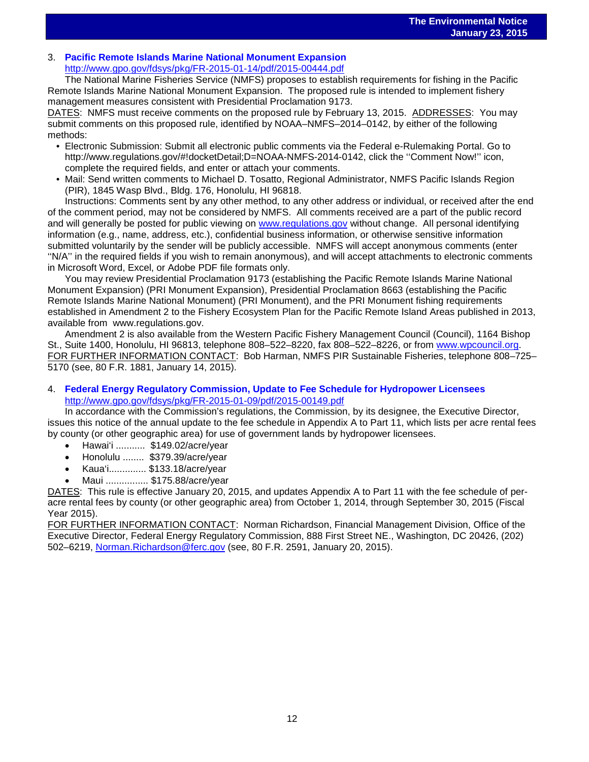3. **Pacific Remote Islands Marine National Monument Expansion**
   http://www.gpo.gov/fdsys/pkg/FR-2015-01-14/pdf/2015-00444.pdf

   The National Marine Fisheries Service (NMFS) proposes to establish requirements for fishing in the Pacific Remote Islands Marine National Monument Expansion. The proposed rule is intended to implement fishery management measures consistent with Presidential Proclamation 9173.

DATES: NMFS must receive comments on the proposed rule by February 13, 2015. ADDRESSES: You may submit comments on this proposed rule, identified by NOAA–NMFS–2014–0142, by either of the following methods:

- Electronic Submission: Submit all electronic public comments via the Federal e-Rulemaking Portal. Go to http://www.regulations.gov/#!docketDetail;D=NOAA-NMFS-2014-0142, click the ''Comment Now!'' icon, complete the required fields, and enter or attach your comments.
- Mail: Send written comments to Michael D. Tosatto, Regional Administrator, NMFS Pacific Islands Region (PIR), 1845 Wasp Blvd., Bldg. 176, Honolulu, HI 96818.

Instructions: Comments sent by any other method, to any other address or individual, or received after the end of the comment period, may not be considered by NMFS. All comments received are a part of the public record and will generally be posted for public viewing on www.regulations.gov without change. All personal identifying information (e.g., name, address, etc.), confidential business information, or otherwise sensitive information submitted voluntarily by the sender will be publicly accessible. NMFS will accept anonymous comments (enter ''N/A'' in the required fields if you wish to remain anonymous), and will accept attachments to electronic comments in Microsoft Word, Excel, or Adobe PDF file formats only.

You may review Presidential Proclamation 9173 (establishing the Pacific Remote Islands Marine National Monument Expansion) (PRI Monument Expansion), Presidential Proclamation 8663 (establishing the Pacific Remote Islands Marine National Monument) (PRI Monument), and the PRI Monument fishing requirements established in Amendment 2 to the Fishery Ecosystem Plan for the Pacific Remote Island Areas published in 2013, available from www.regulations.gov.

Amendment 2 is also available from the Western Pacific Fishery Management Council (Council), 1164 Bishop St., Suite 1400, Honolulu, HI 96813, telephone 808–522–8220, fax 808–522–8226, or from www.wpcouncil.org.

FOR FURTHER INFORMATION CONTACT: Bob Harman, NMFS PIR Sustainable Fisheries, telephone 808–725–5170 (see, 80 F.R. 1881, January 14, 2015).

4. **Federal Energy Regulatory Commission, Update to Fee Schedule for Hydropower Licensees**
   http://www.gpo.gov/fdsys/pkg/FR-2015-01-09/pdf/2015-00149.pdf

   In accordance with the Commission's regulations, the Commission, by its designee, the Executive Director, issues this notice of the annual update to the fee schedule in Appendix A to Part 11, which lists per acre rental fees by county (or other geographic area) for use of government lands by hydropower licensees.

   - Hawai'i ........... $149.02/acre/year
   - Honolulu ........ $379.39/acre/year
   - Kaua'i.............. $133.18/acre/year
   - Maui ................ $175.88/acre/year

DATES: This rule is effective January 20, 2015, and updates Appendix A to Part 11 with the fee schedule of per-acre rental fees by county (or other geographic area) from October 1, 2014, through September 30, 2015 (Fiscal Year 2015).

FOR FURTHER INFORMATION CONTACT: Norman Richardson, Financial Management Division, Office of the Executive Director, Federal Energy Regulatory Commission, 888 First Street NE., Washington, DC 20426, (202) 502–6219, Norman.Richardson@ferc.gov (see, 80 F.R. 2591, January 20, 2015).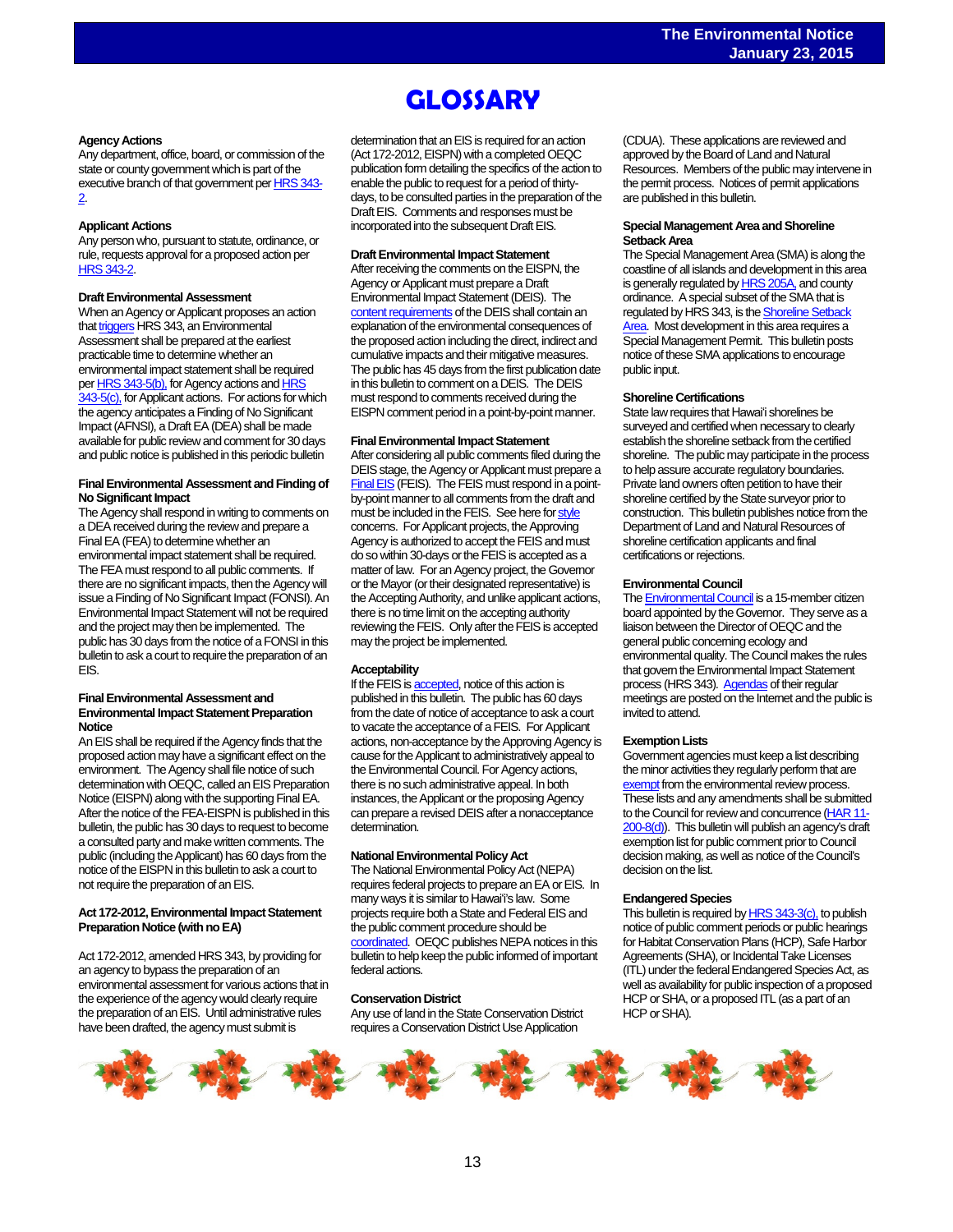# GLOSSARY

**Agency Actions**
Any department, office, board, or commission of the state or county government which is part of the executive branch of that government per HRS 343-2.

**Applicant Actions**
Any person who, pursuant to statute, ordinance, or rule, requests approval for a proposed action per HRS 343-2.

**Draft Environmental Assessment**
When an Agency or Applicant proposes an action that triggers HRS 343, an Environmental Assessment shall be prepared at the earliest practicable time to determine whether an environmental impact statement shall be required per HRS 343-5(b), for Agency actions and HRS 343-5(c), for Applicant actions. For actions for which the agency anticipates a Finding of No Significant Impact (AFNSI), a Draft EA (DEA) shall be made available for public review and comment for 30 days and public notice is published in this periodic bulletin

**Final Environmental Assessment and Finding of No Significant Impact**
The Agency shall respond in writing to comments on a DEA received during the review and prepare a Final EA (FEA) to determine whether an environmental impact statement shall be required. The FEA must respond to all public comments. If there are no significant impacts, then the Agency will issue a Finding of No Significant Impact (FONSI). An Environmental Impact Statement will not be required and the project may then be implemented. The public has 30 days from the notice of a FONSI in this bulletin to ask a court to require the preparation of an EIS.

**Final Environmental Assessment and Environmental Impact Statement Preparation Notice**
An EIS shall be required if the Agency finds that the proposed action may have a significant effect on the environment. The Agency shall file notice of such determination with OEQC, called an EIS Preparation Notice (EISPN) along with the supporting Final EA. After the notice of the FEA-EISPN is published in this bulletin, the public has 30 days to request to become a consulted party and make written comments. The public (including the Applicant) has 60 days from the notice of the EISPN in this bulletin to ask a court to not require the preparation of an EIS.

**Act 172-2012, Environmental Impact Statement Preparation Notice (with no EA)**

Act 172-2012, amended HRS 343, by providing for an agency to bypass the preparation of an environmental assessment for various actions that in the experience of the agency would clearly require the preparation of an EIS. Until administrative rules have been drafted, the agency must submit is determination that an EIS is required for an action (Act 172-2012, EISPN) with a completed OEQC publication form detailing the specifics of the action to enable the public to request for a period of thirty-days, to be consulted parties in the preparation of the Draft EIS. Comments and responses must be incorporated into the subsequent Draft EIS.

**Draft Environmental Impact Statement**
After receiving the comments on the EISPN, the Agency or Applicant must prepare a Draft Environmental Impact Statement (DEIS). The content requirements of the DEIS shall contain an explanation of the environmental consequences of the proposed action including the direct, indirect and cumulative impacts and their mitigative measures. The public has 45 days from the first publication date in this bulletin to comment on a DEIS. The DEIS must respond to comments received during the EISPN comment period in a point-by-point manner.

**Final Environmental Impact Statement**
After considering all public comments filed during the DEIS stage, the Agency or Applicant must prepare a Final EIS (FEIS). The FEIS must respond in a point-by-point manner to all comments from the draft and must be included in the FEIS. See here for style concerns. For Applicant projects, the Approving Agency is authorized to accept the FEIS and must do so within 30-days or the FEIS is accepted as a matter of law. For an Agency project, the Governor or the Mayor (or their designated representative) is the Accepting Authority, and unlike applicant actions, there is no time limit on the accepting authority reviewing the FEIS. Only after the FEIS is accepted may the project be implemented.

**Acceptability**
If the FEIS is accepted, notice of this action is published in this bulletin. The public has 60 days from the date of notice of acceptance to ask a court to vacate the acceptance of a FEIS. For Applicant actions, non-acceptance by the Approving Agency is cause for the Applicant to administratively appeal to the Environmental Council. For Agency actions, there is no such administrative appeal. In both instances, the Applicant or the proposing Agency can prepare a revised DEIS after a nonacceptance determination.

**National Environmental Policy Act**
The National Environmental Policy Act (NEPA) requires federal projects to prepare an EA or EIS. In many ways it is similar to Hawai'i's law. Some projects require both a State and Federal EIS and the public comment procedure should be coordinated. OEQC publishes NEPA notices in this bulletin to help keep the public informed of important federal actions.

**Conservation District**
Any use of land in the State Conservation District requires a Conservation District Use Application (CDUA). These applications are reviewed and approved by the Board of Land and Natural Resources. Members of the public may intervene in the permit process. Notices of permit applications are published in this bulletin.

**Special Management Area and Shoreline Setback Area**
The Special Management Area (SMA) is along the coastline of all islands and development in this area is generally regulated by HRS 205A, and county ordinance. A special subset of the SMA that is regulated by HRS 343, is the Shoreline Setback Area. Most development in this area requires a Special Management Permit. This bulletin posts notice of these SMA applications to encourage public input.

**Shoreline Certifications**
State law requires that Hawai'i shorelines be surveyed and certified when necessary to clearly establish the shoreline setback from the certified shoreline. The public may participate in the process to help assure accurate regulatory boundaries. Private land owners often petition to have their shoreline certified by the State surveyor prior to construction. This bulletin publishes notice from the Department of Land and Natural Resources of shoreline certification applicants and final certifications or rejections.

**Environmental Council**
The Environmental Council is a 15-member citizen board appointed by the Governor. They serve as a liaison between the Director of OEQC and the general public concerning ecology and environmental quality. The Council makes the rules that govern the Environmental Impact Statement process (HRS 343). Agendas of their regular meetings are posted on the Internet and the public is invited to attend.

**Exemption Lists**
Government agencies must keep a list describing the minor activities they regularly perform that are exempt from the environmental review process. These lists and any amendments shall be submitted to the Council for review and concurrence (HAR 11-200-8(d)). This bulletin will publish an agency's draft exemption list for public comment prior to Council decision making, as well as notice of the Council's decision on the list.

**Endangered Species**
This bulletin is required by HRS 343-3(c), to publish notice of public comment periods or public hearings for Habitat Conservation Plans (HCP), Safe Harbor Agreements (SHA), or Incidental Take Licenses (ITL) under the federal Endangered Species Act, as well as availability for public inspection of a proposed HCP or SHA, or a proposed ITL (as a part of an HCP or SHA).